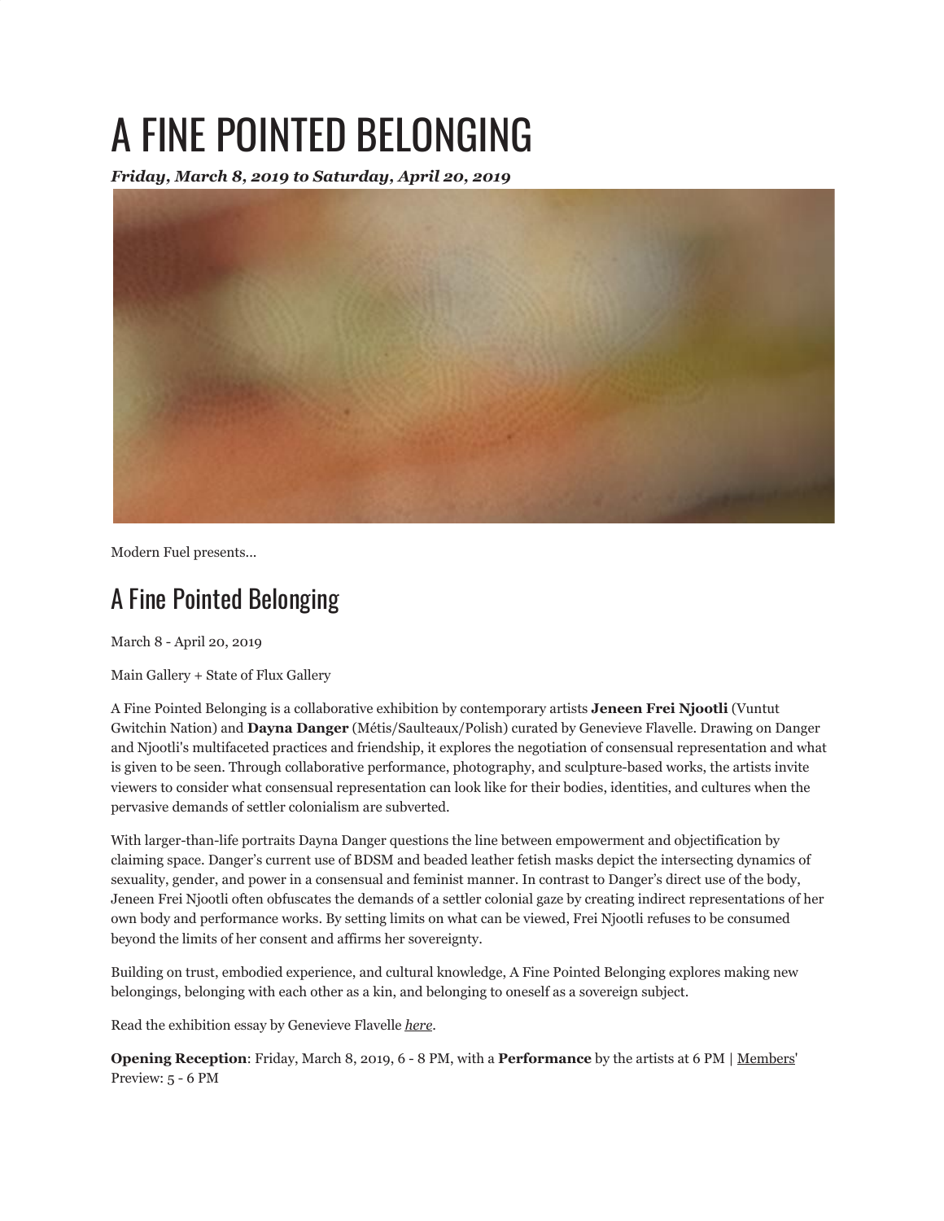# A FINE POINTED BELONGING

***Friday, March 8, 2019 to Saturday, April 20, 2019***

Modern Fuel presents...

## A Fine Pointed Belonging

March 8 - April 20, 2019

Main Gallery + State of Flux Gallery

A Fine Pointed Belonging is a collaborative exhibition by contemporary artists **Jeneen Frei Njootli** (Vuntut Gwitchin Nation) and **Dayna Danger** (Métis/Saulteaux/Polish) curated by Genevieve Flavelle. Drawing on Danger and Njootli's multifaceted practices and friendship, it explores the negotiation of consensual representation and what is given to be seen. Through collaborative performance, photography, and sculpture-based works, the artists invite viewers to consider what consensual representation can look like for their bodies, identities, and cultures when the pervasive demands of settler colonialism are subverted.

With larger-than-life portraits Dayna Danger questions the line between empowerment and objectification by claiming space. Danger's current use of BDSM and beaded leather fetish masks depict the intersecting dynamics of sexuality, gender, and power in a consensual and feminist manner. In contrast to Danger's direct use of the body, Jeneen Frei Njootli often obfuscates the demands of a settler colonial gaze by creating indirect representations of her own body and performance works. By setting limits on what can be viewed, Frei Njootli refuses to be consumed beyond the limits of her consent and affirms her sovereignty.

Building on trust, embodied experience, and cultural knowledge, A Fine Pointed Belonging explores making new belongings, belonging with each other as a kin, and belonging to oneself as a sovereign subject.

Read the exhibition essay by Genevieve Flavelle *here*.

**Opening Reception**: Friday, March 8, 2019, 6 - 8 PM, with a **Performance** by the artists at 6 PM | Members' Preview: 5 - 6 PM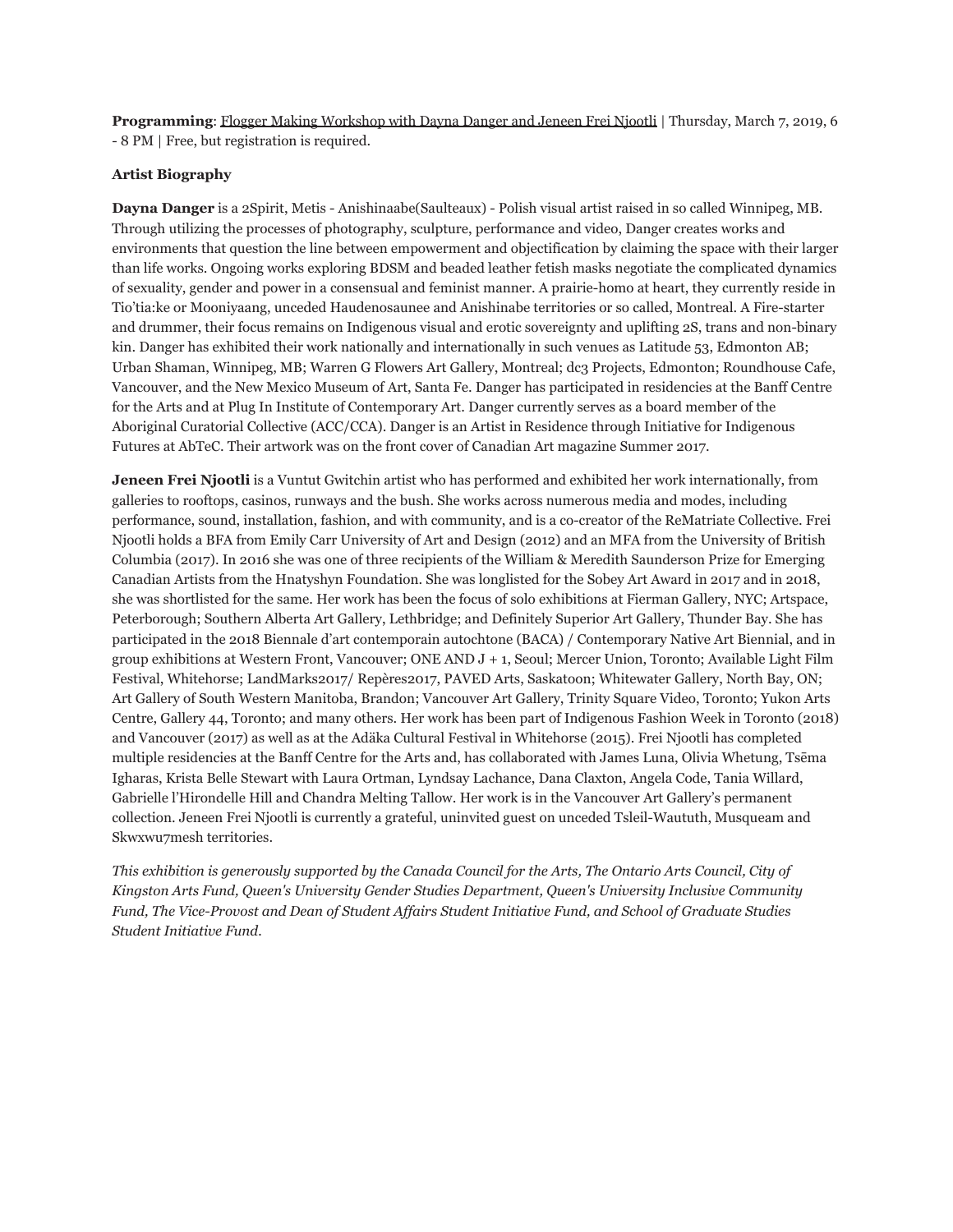**Programming**: Flogger Making Workshop with Dayna Danger and Jeneen Frei Njootli | Thursday, March 7, 2019, 6 - 8 PM | Free, but registration is required.

**Artist Biography**

**Dayna Danger** is a 2Spirit, Metis - Anishinaabe(Saulteaux) - Polish visual artist raised in so called Winnipeg, MB. Through utilizing the processes of photography, sculpture, performance and video, Danger creates works and environments that question the line between empowerment and objectification by claiming the space with their larger than life works. Ongoing works exploring BDSM and beaded leather fetish masks negotiate the complicated dynamics of sexuality, gender and power in a consensual and feminist manner. A prairie-homo at heart, they currently reside in Tio'tia:ke or Mooniyaang, unceded Haudenosaunee and Anishinabe territories or so called, Montreal. A Fire-starter and drummer, their focus remains on Indigenous visual and erotic sovereignty and uplifting 2S, trans and non-binary kin. Danger has exhibited their work nationally and internationally in such venues as Latitude 53, Edmonton AB; Urban Shaman, Winnipeg, MB; Warren G Flowers Art Gallery, Montreal; dc3 Projects, Edmonton; Roundhouse Cafe, Vancouver, and the New Mexico Museum of Art, Santa Fe. Danger has participated in residencies at the Banff Centre for the Arts and at Plug In Institute of Contemporary Art. Danger currently serves as a board member of the Aboriginal Curatorial Collective (ACC/CCA). Danger is an Artist in Residence through Initiative for Indigenous Futures at AbTeC. Their artwork was on the front cover of Canadian Art magazine Summer 2017.

**Jeneen Frei Njootli** is a Vuntut Gwitchin artist who has performed and exhibited her work internationally, from galleries to rooftops, casinos, runways and the bush. She works across numerous media and modes, including performance, sound, installation, fashion, and with community, and is a co-creator of the ReMatriate Collective. Frei Njootli holds a BFA from Emily Carr University of Art and Design (2012) and an MFA from the University of British Columbia (2017). In 2016 she was one of three recipients of the William & Meredith Saunderson Prize for Emerging Canadian Artists from the Hnatyshyn Foundation. She was longlisted for the Sobey Art Award in 2017 and in 2018, she was shortlisted for the same. Her work has been the focus of solo exhibitions at Fierman Gallery, NYC; Artspace, Peterborough; Southern Alberta Art Gallery, Lethbridge; and Definitely Superior Art Gallery, Thunder Bay. She has participated in the 2018 Biennale d'art contemporain autochtone (BACA) / Contemporary Native Art Biennial, and in group exhibitions at Western Front, Vancouver; ONE AND J + 1, Seoul; Mercer Union, Toronto; Available Light Film Festival, Whitehorse; LandMarks2017/ Repères2017, PAVED Arts, Saskatoon; Whitewater Gallery, North Bay, ON; Art Gallery of South Western Manitoba, Brandon; Vancouver Art Gallery, Trinity Square Video, Toronto; Yukon Arts Centre, Gallery 44, Toronto; and many others. Her work has been part of Indigenous Fashion Week in Toronto (2018) and Vancouver (2017) as well as at the Adäka Cultural Festival in Whitehorse (2015). Frei Njootli has completed multiple residencies at the Banff Centre for the Arts and, has collaborated with James Luna, Olivia Whetung, Tsēma Igharas, Krista Belle Stewart with Laura Ortman, Lyndsay Lachance, Dana Claxton, Angela Code, Tania Willard, Gabrielle l'Hirondelle Hill and Chandra Melting Tallow. Her work is in the Vancouver Art Gallery's permanent collection. Jeneen Frei Njootli is currently a grateful, uninvited guest on unceded Tsleil-Waututh, Musqueam and Skwxwu7mesh territories.

*This exhibition is generously supported by the Canada Council for the Arts, The Ontario Arts Council, City of Kingston Arts Fund, Queen's University Gender Studies Department, Queen's University Inclusive Community Fund, The Vice-Provost and Dean of Student Affairs Student Initiative Fund, and School of Graduate Studies Student Initiative Fund.*